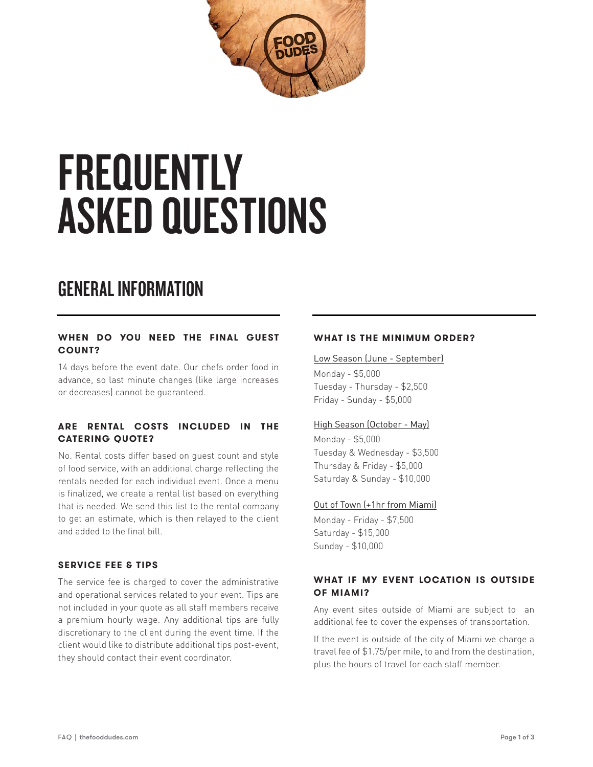# FREQUENTLY ASKED QUESTIONS

## GENERAL INFORMATION

### WHEN DO YOU NEED THE FINAL GUEST COUNT?

14 days before the event date. Our chefs order food in advance, so last minute changes (like large increases or decreases) cannot be guaranteed.

### ARE RENTAL COSTS INCLUDED IN THE CATERING QUOTE?

No. Rental costs differ based on guest count and style of food service, with an additional charge reflecting the rentals needed for each individual event. Once a menu is finalized, we create a rental list based on everything that is needed. We send this list to the rental company to get an estimate, which is then relayed to the client and added to the final bill.

### SERVICE FEE & TIPS

The service fee is charged to cover the administrative and operational services related to your event. Tips are not included in your quote as all staff members receive a premium hourly wage. Any additional tips are fully discretionary to the client during the event time. If the client would like to distribute additional tips post-event, they should contact their event coordinator.

### WHAT IS THE MINIMUM ORDER?

Low Season (June - September)

Monday - $5,000
Tuesday - Thursday - $2,500
Friday - Sunday - $5,000

High Season (October - May)

Monday - $5,000
Tuesday & Wednesday - $3,500
Thursday & Friday - $5,000
Saturday & Sunday - $10,000

Out of Town (+1hr from Miami)

Monday - Friday - $7,500
Saturday - $15,000
Sunday - $10,000

### WHAT IF MY EVENT LOCATION IS OUTSIDE OF MIAMI?

Any event sites outside of Miami are subject to an additional fee to cover the expenses of transportation.

If the event is outside of the city of Miami we charge a travel fee of $1.75/per mile, to and from the destination, plus the hours of travel for each staff member.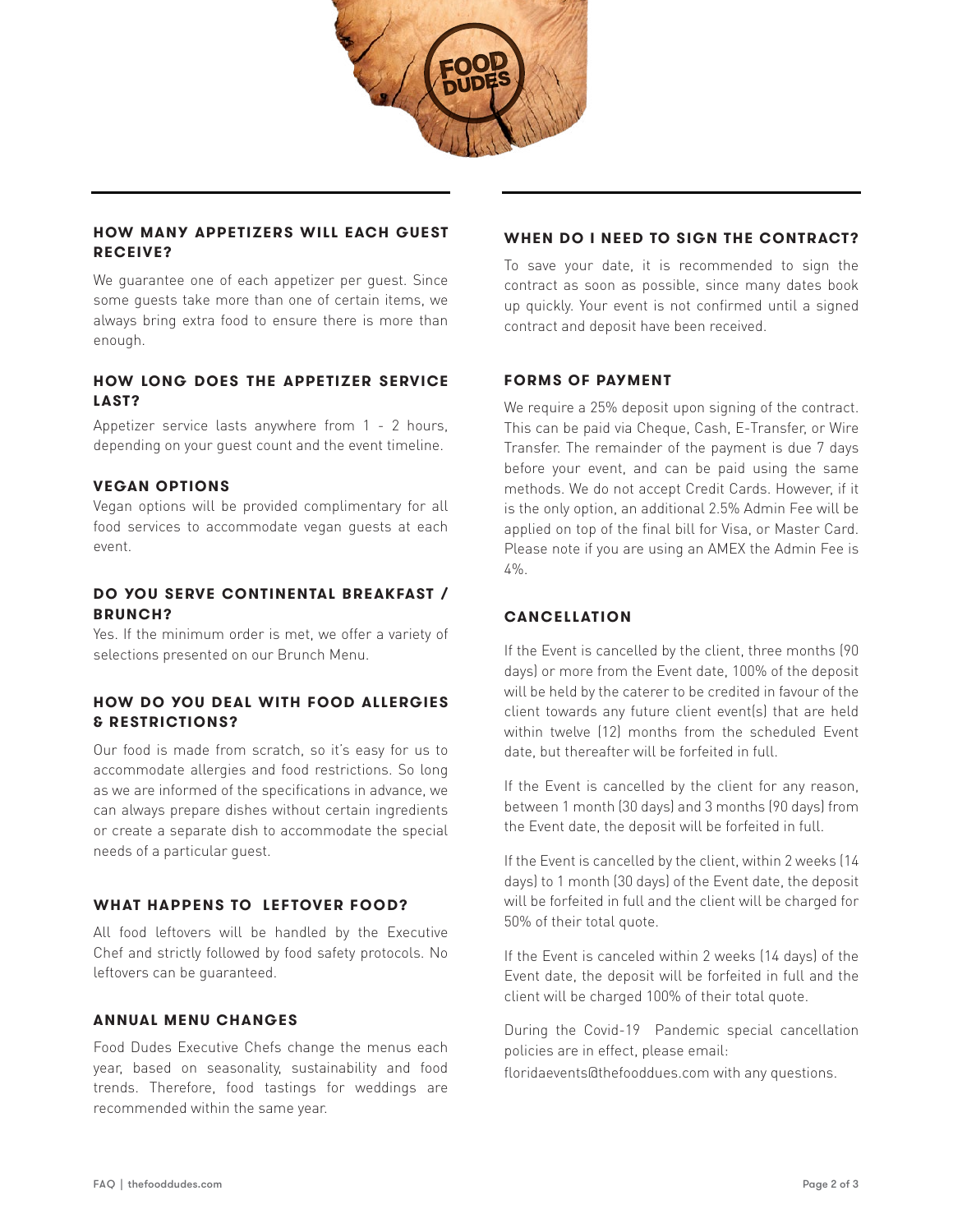## HOW MANY APPETIZERS WILL EACH GUEST RECEIVE?

We guarantee one of each appetizer per guest. Since some guests take more than one of certain items, we always bring extra food to ensure there is more than enough.

## HOW LONG DOES THE APPETIZER SERVICE LAST?

Appetizer service lasts anywhere from 1 - 2 hours, depending on your guest count and the event timeline.

## VEGAN OPTIONS

Vegan options will be provided complimentary for all food services to accommodate vegan guests at each event.

## DO YOU SERVE CONTINENTAL BREAKFAST / BRUNCH?

Yes. If the minimum order is met, we offer a variety of selections presented on our Brunch Menu.

## HOW DO YOU DEAL WITH FOOD ALLERGIES & RESTRICTIONS?

Our food is made from scratch, so it's easy for us to accommodate allergies and food restrictions. So long as we are informed of the specifications in advance, we can always prepare dishes without certain ingredients or create a separate dish to accommodate the special needs of a particular guest.

## WHAT HAPPENS TO LEFTOVER FOOD?

All food leftovers will be handled by the Executive Chef and strictly followed by food safety protocols. No leftovers can be guaranteed.

## ANNUAL MENU CHANGES

Food Dudes Executive Chefs change the menus each year, based on seasonality, sustainability and food trends. Therefore, food tastings for weddings are recommended within the same year.

## WHEN DO I NEED TO SIGN THE CONTRACT?

To save your date, it is recommended to sign the contract as soon as possible, since many dates book up quickly. Your event is not confirmed until a signed contract and deposit have been received.

## FORMS OF PAYMENT

We require a 25% deposit upon signing of the contract. This can be paid via Cheque, Cash, E-Transfer, or Wire Transfer. The remainder of the payment is due 7 days before your event, and can be paid using the same methods. We do not accept Credit Cards. However, if it is the only option, an additional 2.5% Admin Fee will be applied on top of the final bill for Visa, or Master Card. Please note if you are using an AMEX the Admin Fee is 4%.

## CANCELLATION

If the Event is cancelled by the client, three months (90 days) or more from the Event date, 100% of the deposit will be held by the caterer to be credited in favour of the client towards any future client event(s) that are held within twelve (12) months from the scheduled Event date, but thereafter will be forfeited in full.

If the Event is cancelled by the client for any reason, between 1 month (30 days) and 3 months (90 days) from the Event date, the deposit will be forfeited in full.

If the Event is cancelled by the client, within 2 weeks (14 days) to 1 month (30 days) of the Event date, the deposit will be forfeited in full and the client will be charged for 50% of their total quote.

If the Event is canceled within 2 weeks (14 days) of the Event date, the deposit will be forfeited in full and the client will be charged 100% of their total quote.

During the Covid-19 Pandemic special cancellation policies are in effect, please email: floridaevents@thefooddues.com with any questions.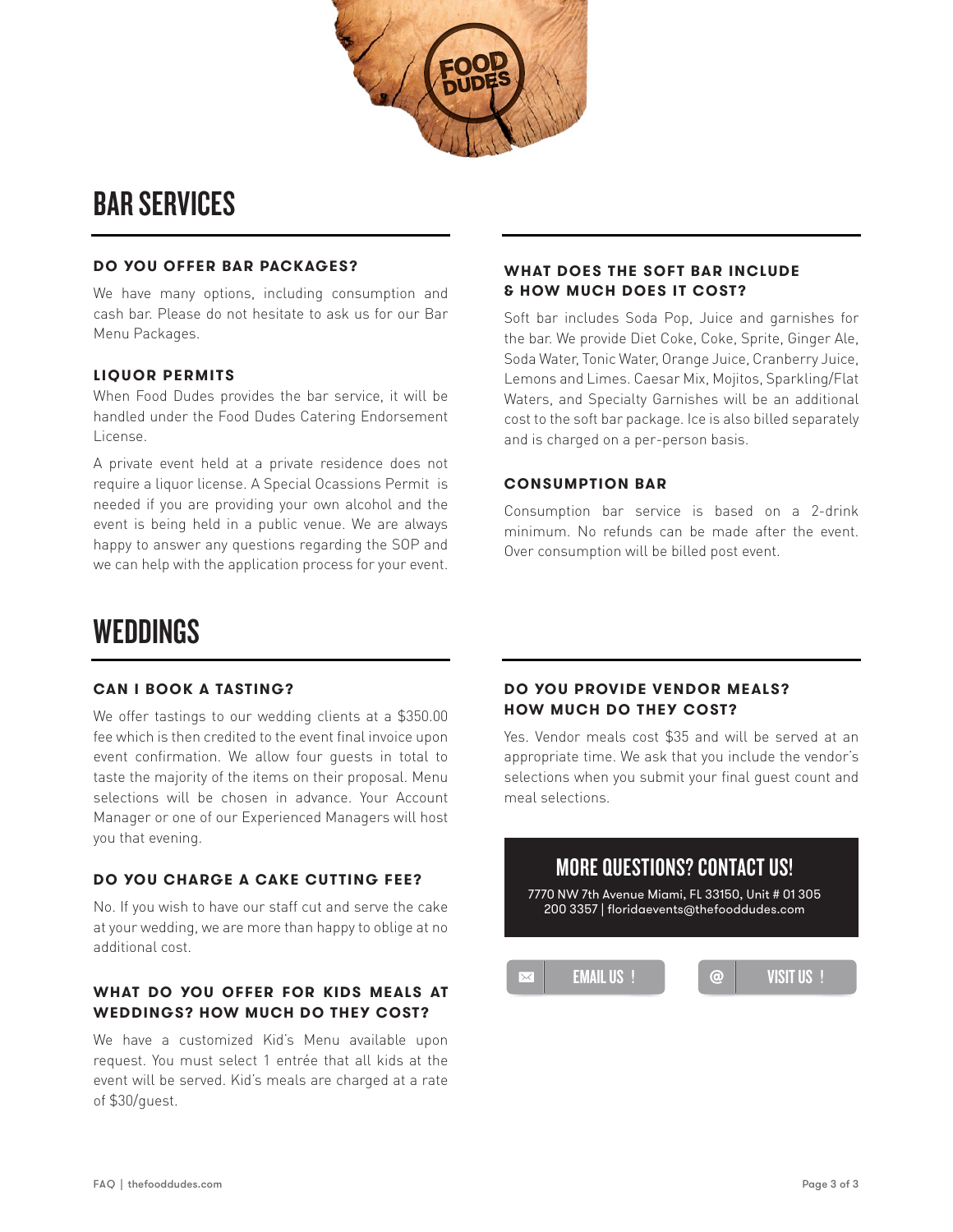# BAR SERVICES

### DO YOU OFFER BAR PACKAGES?

We have many options, including consumption and cash bar. Please do not hesitate to ask us for our Bar Menu Packages.

### LIQUOR PERMITS

When Food Dudes provides the bar service, it will be handled under the Food Dudes Catering Endorsement License.

A private event held at a private residence does not require a liquor license. A Special Ocassions Permit is needed if you are providing your own alcohol and the event is being held in a public venue. We are always happy to answer any questions regarding the SOP and we can help with the application process for your event.

### WHAT DOES THE SOFT BAR INCLUDE & HOW MUCH DOES IT COST?

Soft bar includes Soda Pop, Juice and garnishes for the bar. We provide Diet Coke, Coke, Sprite, Ginger Ale, Soda Water, Tonic Water, Orange Juice, Cranberry Juice, Lemons and Limes. Caesar Mix, Mojitos, Sparkling/Flat Waters, and Specialty Garnishes will be an additional cost to the soft bar package. Ice is also billed separately and is charged on a per-person basis.

### CONSUMPTION BAR

Consumption bar service is based on a 2-drink minimum. No refunds can be made after the event. Over consumption will be billed post event.

# WEDDINGS

### CAN I BOOK A TASTING?

We offer tastings to our wedding clients at a $350.00 fee which is then credited to the event final invoice upon event confirmation. We allow four guests in total to taste the majority of the items on their proposal. Menu selections will be chosen in advance. Your Account Manager or one of our Experienced Managers will host you that evening.

### DO YOU CHARGE A CAKE CUTTING FEE?

No. If you wish to have our staff cut and serve the cake at your wedding, we are more than happy to oblige at no additional cost.

### WHAT DO YOU OFFER FOR KIDS MEALS AT WEDDINGS? HOW MUCH DO THEY COST?

We have a customized Kid's Menu available upon request. You must select 1 entrée that all kids at the event will be served. Kid's meals are charged at a rate of $30/guest.

### DO YOU PROVIDE VENDOR MEALS? HOW MUCH DO THEY COST?

Yes. Vendor meals cost $35 and will be served at an appropriate time. We ask that you include the vendor's selections when you submit your final guest count and meal selections.

## MORE QUESTIONS? CONTACT US!

7770 NW 7th Avenue Miami, FL 33150, Unit # 01 305
200 3357 | floridaevents@thefooddudes.com

EMAIL US !

VISIT US !